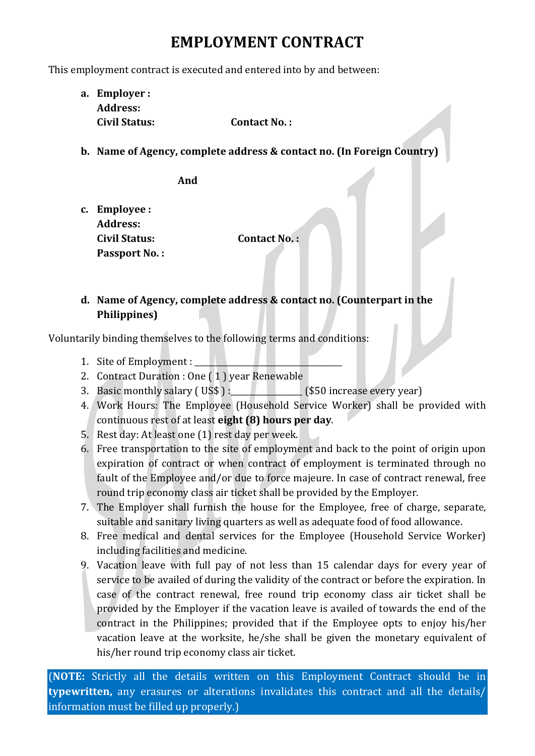# EMPLOYMENT CONTRACT

This employment contract is executed and entered into by and between:

a. **Employer :**
   **Address:**
   **Civil Status:** **Contact No. :**

b. **Name of Agency, complete address & contact no. (In Foreign Country)**

**And**

c. **Employee :**
   **Address:**
   **Civil Status:** **Contact No. :**
   **Passport No. :**

d. **Name of Agency, complete address & contact no. (Counterpart in the Philippines)**

Voluntarily binding themselves to the following terms and conditions:

1. Site of Employment : ________________________________
2. Contract Duration : One ( 1 ) year Renewable
3. Basic monthly salary ( US$ ) :_______________ ($50 increase every year)
4. Work Hours: The Employee (Household Service Worker) shall be provided with continuous rest of at least **eight (8) hours per day**.
5. Rest day: At least one (1) rest day per week.
6. Free transportation to the site of employment and back to the point of origin upon expiration of contract or when contract of employment is terminated through no fault of the Employee and/or due to force majeure. In case of contract renewal, free round trip economy class air ticket shall be provided by the Employer.
7. The Employer shall furnish the house for the Employee, free of charge, separate, suitable and sanitary living quarters as well as adequate food of food allowance.
8. Free medical and dental services for the Employee (Household Service Worker) including facilities and medicine.
9. Vacation leave with full pay of not less than 15 calendar days for every year of service to be availed of during the validity of the contract or before the expiration. In case of the contract renewal, free round trip economy class air ticket shall be provided by the Employer if the vacation leave is availed of towards the end of the contract in the Philippines; provided that if the Employee opts to enjoy his/her vacation leave at the worksite, he/she shall be given the monetary equivalent of his/her round trip economy class air ticket.

(**NOTE:** Strictly all the details written on this Employment Contract should be in **typewritten,** any erasures or alterations invalidates this contract and all the details/ information must be filled up properly.)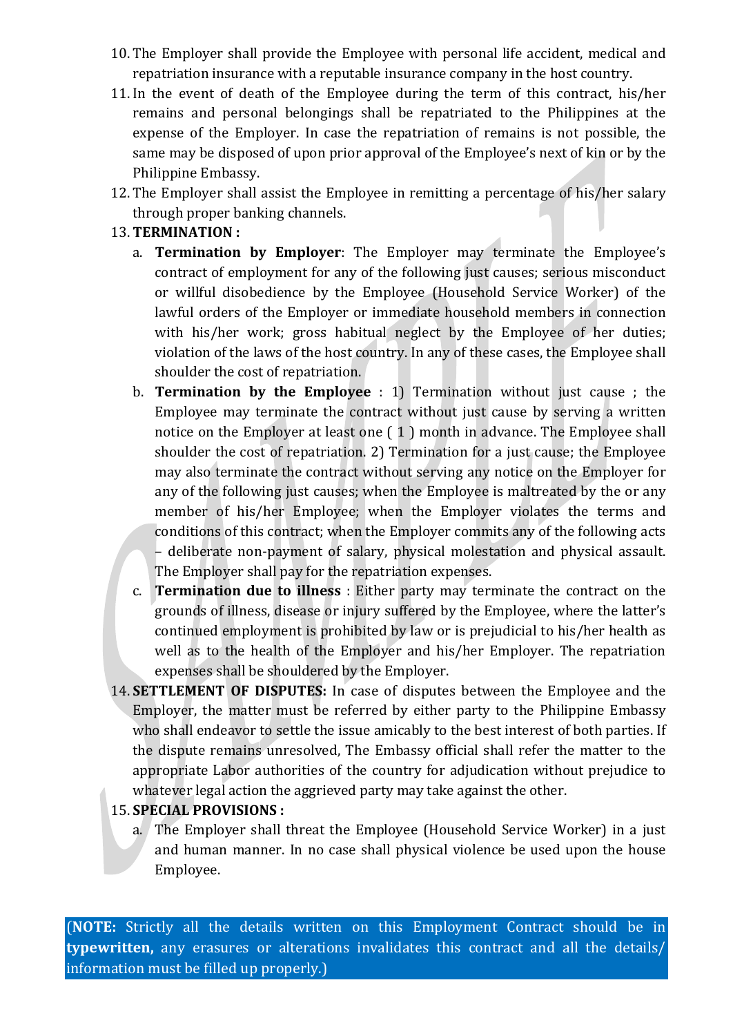10. The Employer shall provide the Employee with personal life accident, medical and repatriation insurance with a reputable insurance company in the host country.
11. In the event of death of the Employee during the term of this contract, his/her remains and personal belongings shall be repatriated to the Philippines at the expense of the Employer. In case the repatriation of remains is not possible, the same may be disposed of upon prior approval of the Employee's next of kin or by the Philippine Embassy.
12. The Employer shall assist the Employee in remitting a percentage of his/her salary through proper banking channels.
13. **TERMINATION :**
    a. **Termination by Employer**: The Employer may terminate the Employee's contract of employment for any of the following just causes; serious misconduct or willful disobedience by the Employee (Household Service Worker) of the lawful orders of the Employer or immediate household members in connection with his/her work; gross habitual neglect by the Employee of her duties; violation of the laws of the host country. In any of these cases, the Employee shall shoulder the cost of repatriation.
    b. **Termination by the Employee** : 1) Termination without just cause ; the Employee may terminate the contract without just cause by serving a written notice on the Employer at least one ( 1 ) month in advance. The Employee shall shoulder the cost of repatriation. 2) Termination for a just cause; the Employee may also terminate the contract without serving any notice on the Employer for any of the following just causes; when the Employee is maltreated by the or any member of his/her Employee; when the Employer violates the terms and conditions of this contract; when the Employer commits any of the following acts – deliberate non-payment of salary, physical molestation and physical assault. The Employer shall pay for the repatriation expenses.
    c. **Termination due to illness** : Either party may terminate the contract on the grounds of illness, disease or injury suffered by the Employee, where the latter's continued employment is prohibited by law or is prejudicial to his/her health as well as to the health of the Employer and his/her Employer. The repatriation expenses shall be shouldered by the Employer.
14. **SETTLEMENT OF DISPUTES:** In case of disputes between the Employee and the Employer, the matter must be referred by either party to the Philippine Embassy who shall endeavor to settle the issue amicably to the best interest of both parties. If the dispute remains unresolved, The Embassy official shall refer the matter to the appropriate Labor authorities of the country for adjudication without prejudice to whatever legal action the aggrieved party may take against the other.
15. **SPECIAL PROVISIONS :**
    a. The Employer shall threat the Employee (Household Service Worker) in a just and human manner. In no case shall physical violence be used upon the house Employee.

(**NOTE:** Strictly all the details written on this Employment Contract should be in **typewritten,** any erasures or alterations invalidates this contract and all the details/ information must be filled up properly.)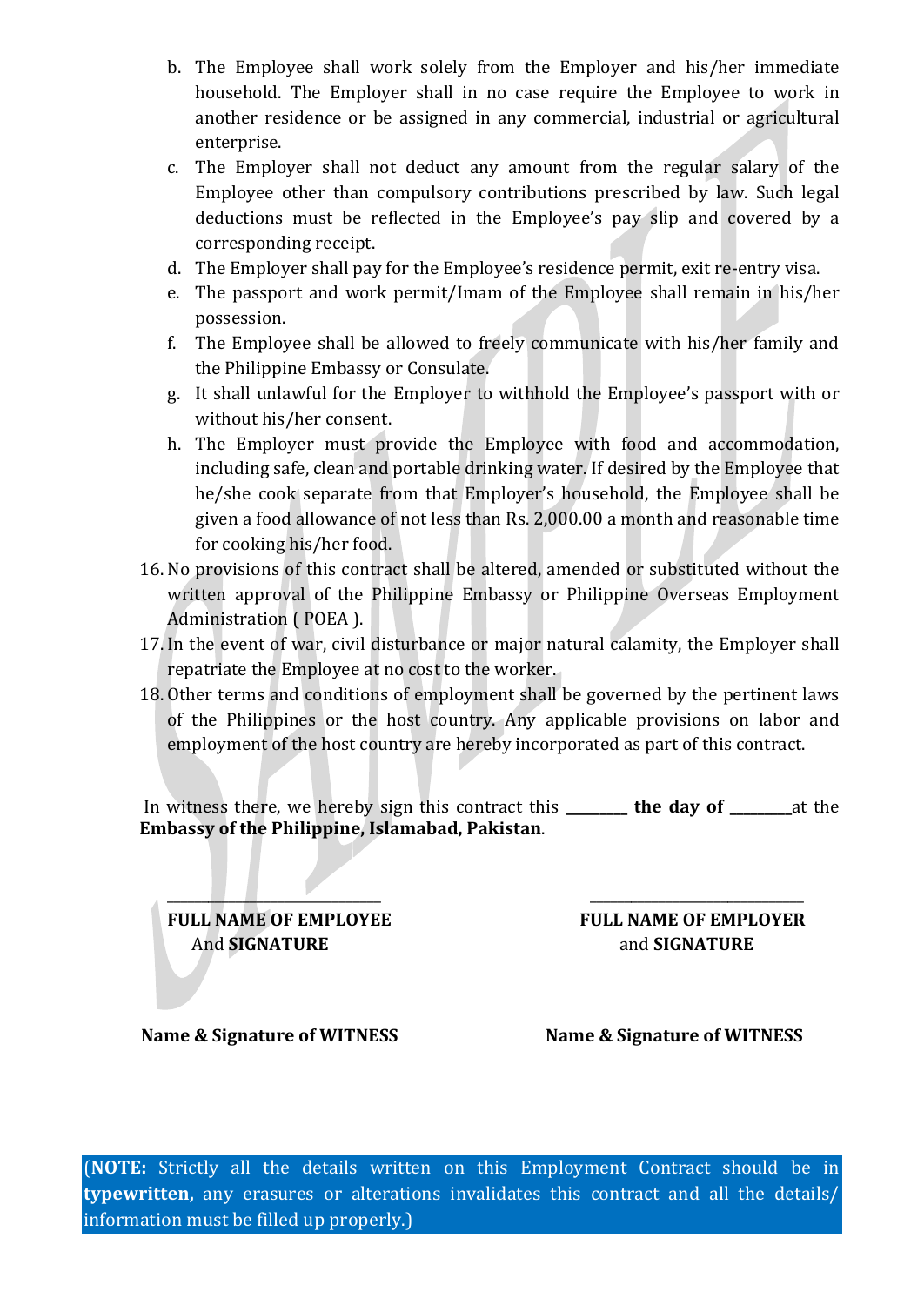b. The Employee shall work solely from the Employer and his/her immediate household. The Employer shall in no case require the Employee to work in another residence or be assigned in any commercial, industrial or agricultural enterprise.

c. The Employer shall not deduct any amount from the regular salary of the Employee other than compulsory contributions prescribed by law. Such legal deductions must be reflected in the Employee's pay slip and covered by a corresponding receipt.

d. The Employer shall pay for the Employee's residence permit, exit re-entry visa.

e. The passport and work permit/Imam of the Employee shall remain in his/her possession.

f. The Employee shall be allowed to freely communicate with his/her family and the Philippine Embassy or Consulate.

g. It shall unlawful for the Employer to withhold the Employee's passport with or without his/her consent.

h. The Employer must provide the Employee with food and accommodation, including safe, clean and portable drinking water. If desired by the Employee that he/she cook separate from that Employer's household, the Employee shall be given a food allowance of not less than Rs. 2,000.00 a month and reasonable time for cooking his/her food.

16. No provisions of this contract shall be altered, amended or substituted without the written approval of the Philippine Embassy or Philippine Overseas Employment Administration ( POEA ).

17. In the event of war, civil disturbance or major natural calamity, the Employer shall repatriate the Employee at no cost to the worker.

18. Other terms and conditions of employment shall be governed by the pertinent laws of the Philippines or the host country. Any applicable provisions on labor and employment of the host country are hereby incorporated as part of this contract.

In witness there, we hereby sign this contract this ________ **the day of** ________at the **Embassy of the Philippine, Islamabad, Pakistan**.

____________________________ ____________________________

**FULL NAME OF EMPLOYEE** And **SIGNATURE**

**FULL NAME OF EMPLOYER** and **SIGNATURE**

**Name & Signature of WITNESS**

**Name & Signature of WITNESS**

(**NOTE:** Strictly all the details written on this Employment Contract should be in **typewritten,** any erasures or alterations invalidates this contract and all the details/ information must be filled up properly.)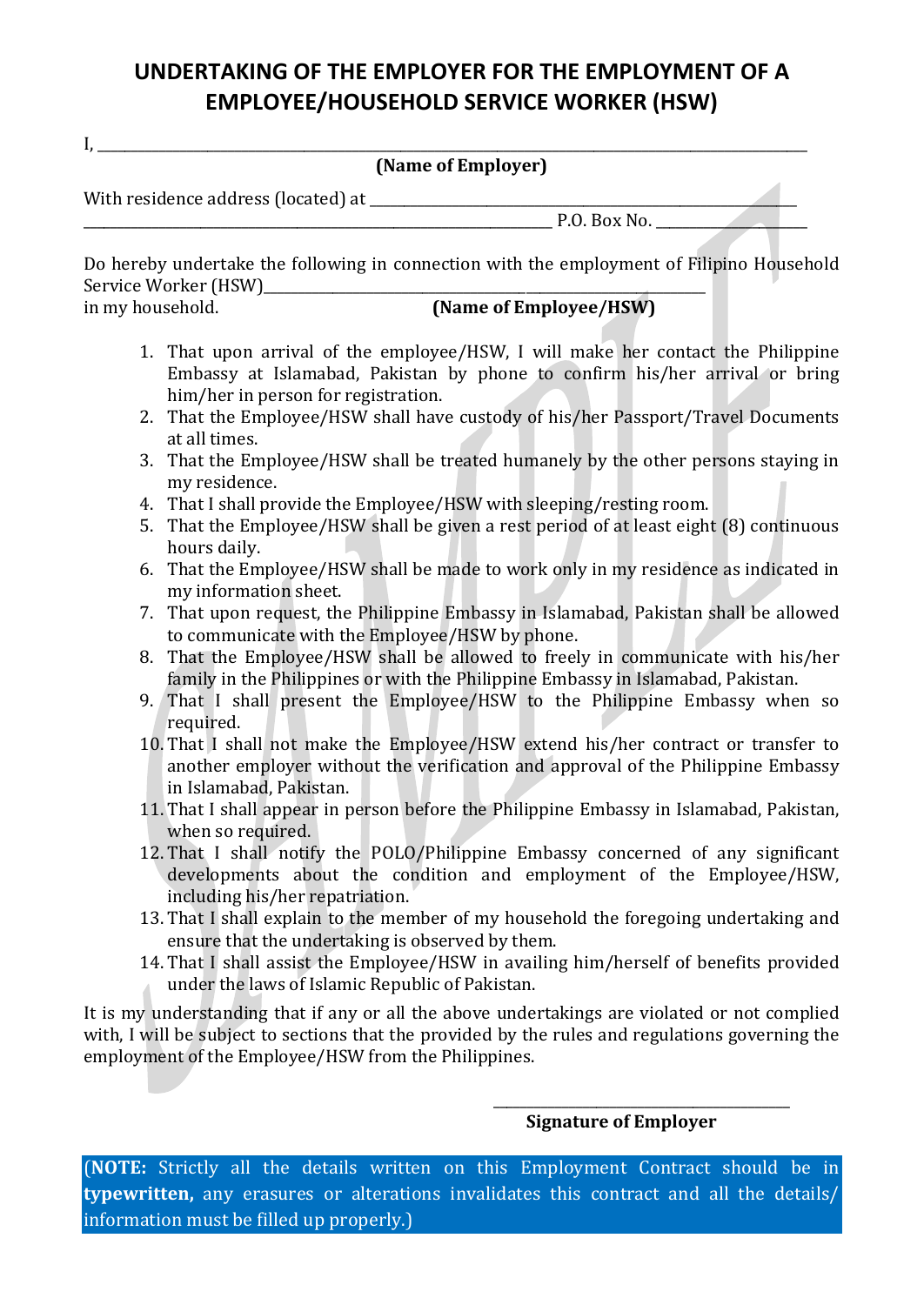# UNDERTAKING OF THE EMPLOYER FOR THE EMPLOYMENT OF A EMPLOYEE/HOUSEHOLD SERVICE WORKER (HSW)

I, ______________________________________________________________________________

**(Name of Employer)**

With residence address (located) at ____________________________________________
_____________________________________________________ P.O. Box No. ________________

Do hereby undertake the following in connection with the employment of Filipino Household Service Worker (HSW)____________________________________________________
in my household. **(Name of Employee/HSW)**

1. That upon arrival of the employee/HSW, I will make her contact the Philippine Embassy at Islamabad, Pakistan by phone to confirm his/her arrival or bring him/her in person for registration.
2. That the Employee/HSW shall have custody of his/her Passport/Travel Documents at all times.
3. That the Employee/HSW shall be treated humanely by the other persons staying in my residence.
4. That I shall provide the Employee/HSW with sleeping/resting room.
5. That the Employee/HSW shall be given a rest period of at least eight (8) continuous hours daily.
6. That the Employee/HSW shall be made to work only in my residence as indicated in my information sheet.
7. That upon request, the Philippine Embassy in Islamabad, Pakistan shall be allowed to communicate with the Employee/HSW by phone.
8. That the Employee/HSW shall be allowed to freely in communicate with his/her family in the Philippines or with the Philippine Embassy in Islamabad, Pakistan.
9. That I shall present the Employee/HSW to the Philippine Embassy when so required.
10. That I shall not make the Employee/HSW extend his/her contract or transfer to another employer without the verification and approval of the Philippine Embassy in Islamabad, Pakistan.
11. That I shall appear in person before the Philippine Embassy in Islamabad, Pakistan, when so required.
12. That I shall notify the POLO/Philippine Embassy concerned of any significant developments about the condition and employment of the Employee/HSW, including his/her repatriation.
13. That I shall explain to the member of my household the foregoing undertaking and ensure that the undertaking is observed by them.
14. That I shall assist the Employee/HSW in availing him/herself of benefits provided under the laws of Islamic Republic of Pakistan.

It is my understanding that if any or all the above undertakings are violated or not complied with, I will be subject to sections that the provided by the rules and regulations governing the employment of the Employee/HSW from the Philippines.

______________________________

**Signature of Employer**

(**NOTE:** Strictly all the details written on this Employment Contract should be in **typewritten,** any erasures or alterations invalidates this contract and all the details/ information must be filled up properly.)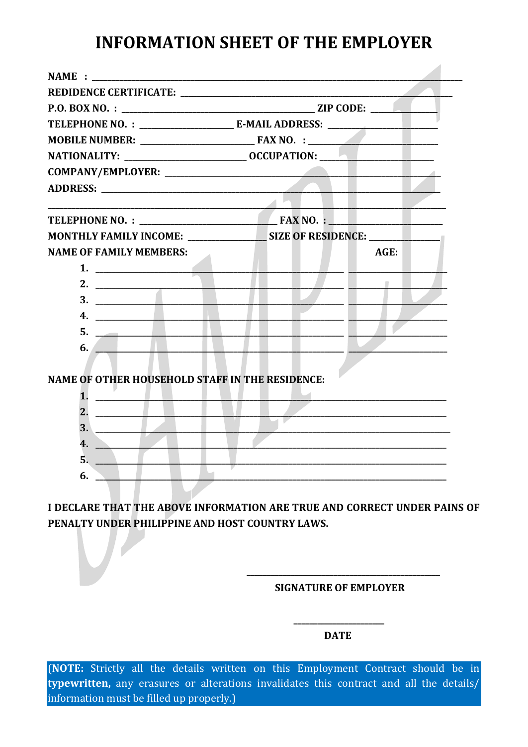# INFORMATION SHEET OF THE EMPLOYER

**NAME :** ______________________________________________

**REDIDENCE CERTIFICATE:** ______________________________________

**P.O. BOX NO. :** ______________________________ **ZIP CODE:** __________

**TELEPHONE NO. :** ______________ **E-MAIL ADDRESS:** __________________

**MOBILE NUMBER:** ________________ **FAX NO. :** ____________________

**NATIONALITY:** ________________ **OCCUPATION:** ____________________

**COMPANY/EMPLOYER:** ___________________________________________

**ADDRESS:** _____________________________________________________

___________________________________________________________________

**TELEPHONE NO. :** ____________________ **FAX NO. :** ________________

**MONTHLY FAMILY INCOME:** ____________ **SIZE OF RESIDENCE:** __________

**NAME OF FAMILY MEMBERS:** **AGE:**

1. ________________________________________ ______________
2. ________________________________________ ______________
3. ________________________________________ ______________
4. ________________________________________ ______________
5. ________________________________________ ______________
6. ________________________________________ ______________

**NAME OF OTHER HOUSEHOLD STAFF IN THE RESIDENCE:**

1. ________________________________________________________
2. ________________________________________________________
3. ________________________________________________________
4. ________________________________________________________
5. ________________________________________________________
6. ________________________________________________________

**I DECLARE THAT THE ABOVE INFORMATION ARE TRUE AND CORRECT UNDER PAINS OF PENALTY UNDER PHILIPPINE AND HOST COUNTRY LAWS.**

______________________________

**SIGNATURE OF EMPLOYER**

______________

**DATE**

(**NOTE:** Strictly all the details written on this Employment Contract should be in **typewritten,** any erasures or alterations invalidates this contract and all the details/ information must be filled up properly.)